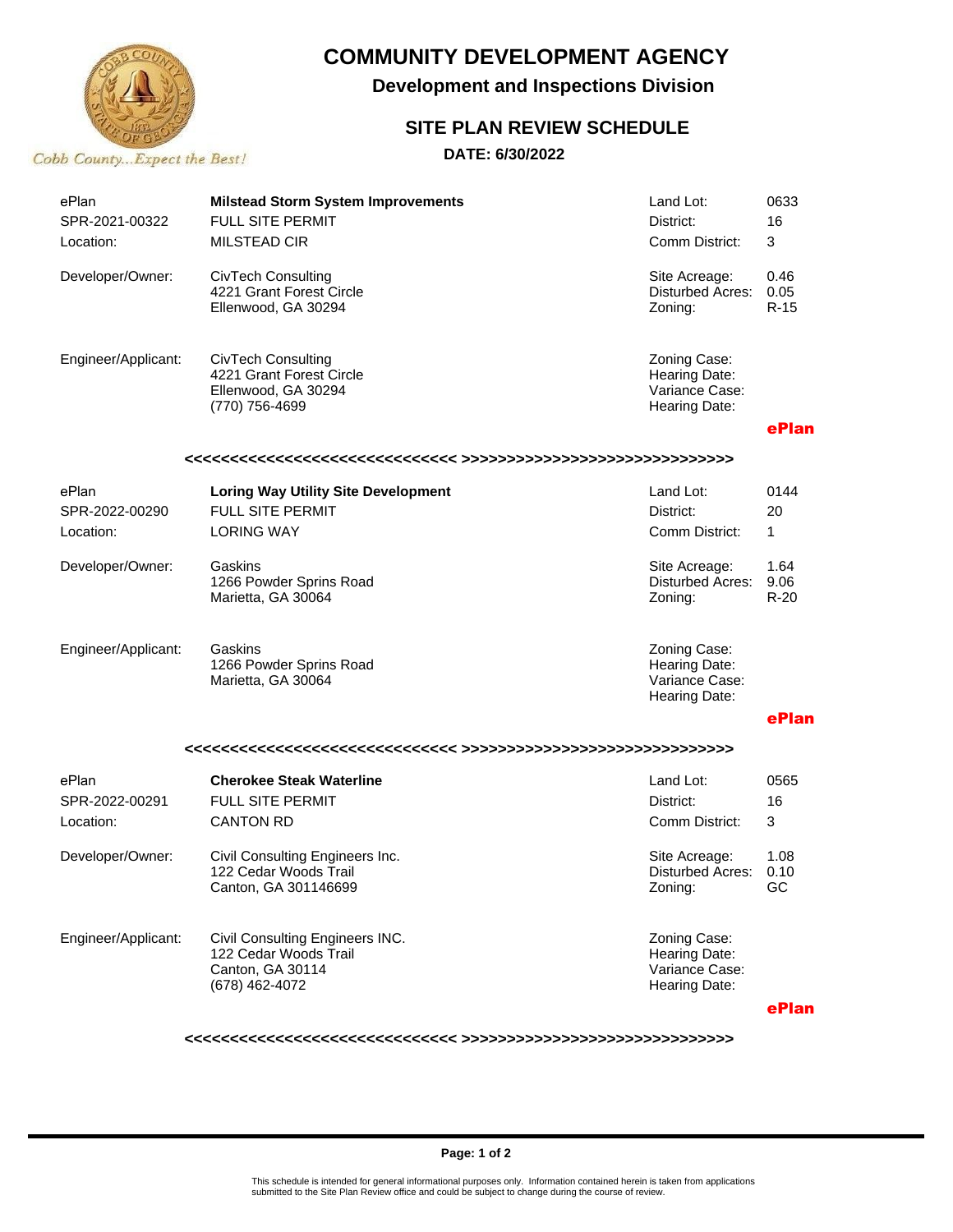# COMMUNITY DEVELOPMENT AGENCY

## Development and Inspections Division

## SITE PLAN REVIEW SCHEDULE

**DATE: 6/30/2022**

Cobb County...Expect the Best!

| | | | |
|---|---|---|---|
| ePlan | **Milstead Storm System Improvements** | Land Lot: | 0633 |
| SPR-2021-00322 | FULL SITE PERMIT | District: | 16 |
| Location: | MILSTEAD CIR | Comm District: | 3 |
| Developer/Owner: | CivTech Consulting<br>4221 Grant Forest Circle<br>Ellenwood, GA 30294 | Site Acreage:<br>Disturbed Acres:<br>Zoning: | 0.46<br>0.05<br>R-15 |
| Engineer/Applicant: | CivTech Consulting<br>4221 Grant Forest Circle<br>Ellenwood, GA 30294<br>(770) 756-4699 | Zoning Case:<br>Hearing Date:<br>Variance Case:<br>Hearing Date: | |
| | | | **ePlan** |

<<<<<<<<<<<<<<<<<<<<<<<<<<<<< >>>>>>>>>>>>>>>>>>>>>>>>>>>>>>

| | | | |
|---|---|---|---|
| ePlan | **Loring Way Utility Site Development** | Land Lot: | 0144 |
| SPR-2022-00290 | FULL SITE PERMIT | District: | 20 |
| Location: | LORING WAY | Comm District: | 1 |
| Developer/Owner: | Gaskins<br>1266 Powder Sprins Road<br>Marietta, GA 30064 | Site Acreage:<br>Disturbed Acres:<br>Zoning: | 1.64<br>9.06<br>R-20 |
| Engineer/Applicant: | Gaskins<br>1266 Powder Sprins Road<br>Marietta, GA 30064 | Zoning Case:<br>Hearing Date:<br>Variance Case:<br>Hearing Date: | |
| | | | **ePlan** |

<<<<<<<<<<<<<<<<<<<<<<<<<<<<< >>>>>>>>>>>>>>>>>>>>>>>>>>>>>>

| | | | |
|---|---|---|---|
| ePlan | **Cherokee Steak Waterline** | Land Lot: | 0565 |
| SPR-2022-00291 | FULL SITE PERMIT | District: | 16 |
| Location: | CANTON RD | Comm District: | 3 |
| Developer/Owner: | Civil Consulting Engineers Inc.<br>122 Cedar Woods Trail<br>Canton, GA 301146699 | Site Acreage:<br>Disturbed Acres:<br>Zoning: | 1.08<br>0.10<br>GC |
| Engineer/Applicant: | Civil Consulting Engineers INC.<br>122 Cedar Woods Trail<br>Canton, GA 30114<br>(678) 462-4072 | Zoning Case:<br>Hearing Date:<br>Variance Case:<br>Hearing Date: | |
| | | | **ePlan** |

<<<<<<<<<<<<<<<<<<<<<<<<<<<<< >>>>>>>>>>>>>>>>>>>>>>>>>>>>>>

This schedule is intended for general informational purposes only. Information contained herein is taken from applications submitted to the Site Plan Review office and could be subject to change during the course of review.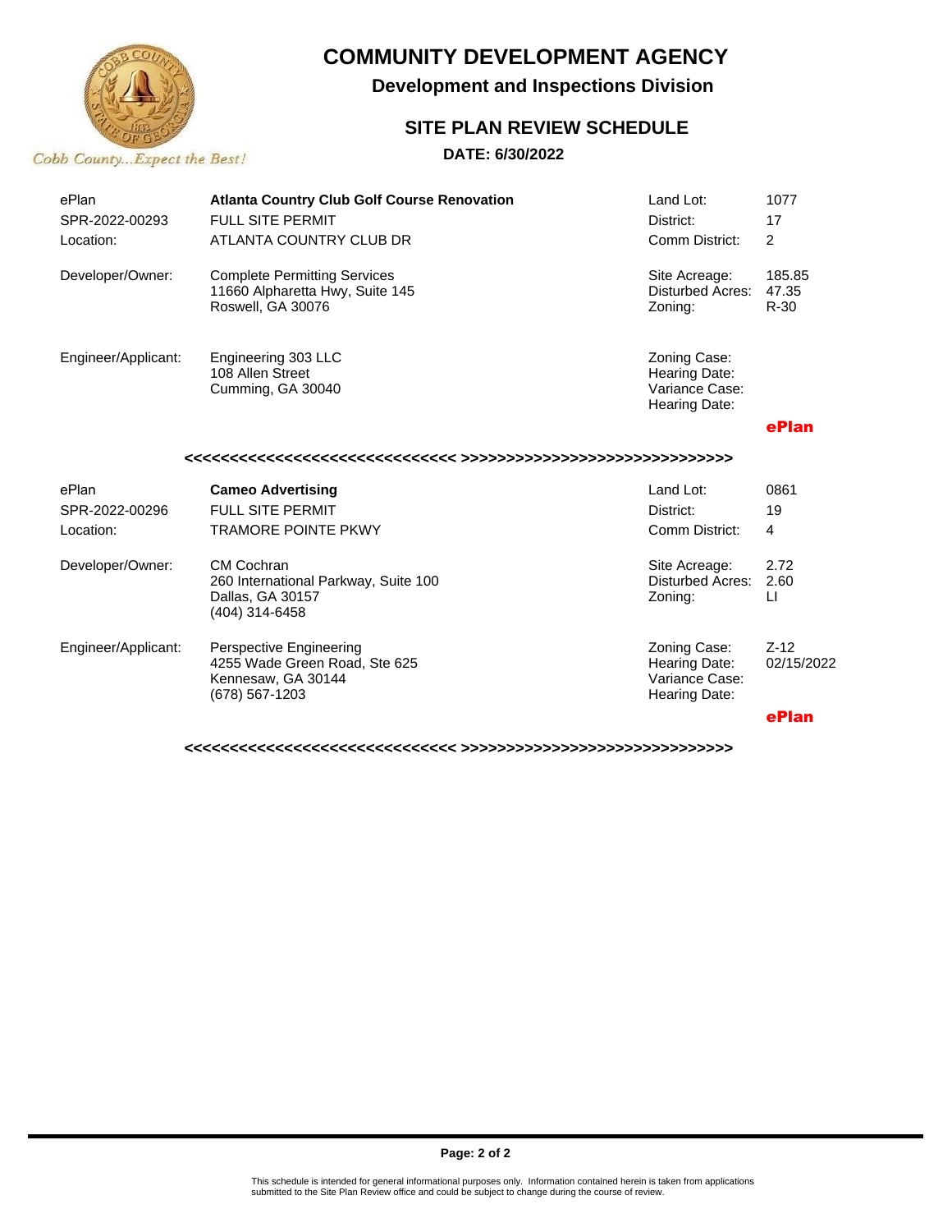# COMMUNITY DEVELOPMENT AGENCY

**Development and Inspections Division**

## SITE PLAN REVIEW SCHEDULE

**DATE: 6/30/2022**

Cobb County...Expect the Best!

| | | | |
|---|---|---|---|
| ePlan | **Atlanta Country Club Golf Course Renovation** | Land Lot: | 1077 |
| SPR-2022-00293 | FULL SITE PERMIT | District: | 17 |
| Location: | ATLANTA COUNTRY CLUB DR | Comm District: | 2 |
| Developer/Owner: | Complete Permitting Services<br>11660 Alpharetta Hwy, Suite 145<br>Roswell, GA 30076 | Site Acreage:<br>Disturbed Acres:<br>Zoning: | 185.85<br>47.35<br>R-30 |
| Engineer/Applicant: | Engineering 303 LLC<br>108 Allen Street<br>Cumming, GA 30040 | Zoning Case:<br>Hearing Date:<br>Variance Case:<br>Hearing Date: | |
| | | | **ePlan** |

<<<<<<<<<<<<<<<<<<<<<<<<<<<<<< >>>>>>>>>>>>>>>>>>>>>>>>>>>>>>

| | | | |
|---|---|---|---|
| ePlan | **Cameo Advertising** | Land Lot: | 0861 |
| SPR-2022-00296 | FULL SITE PERMIT | District: | 19 |
| Location: | TRAMORE POINTE PKWY | Comm District: | 4 |
| Developer/Owner: | CM Cochran<br>260 International Parkway, Suite 100<br>Dallas, GA 30157<br>(404) 314-6458 | Site Acreage:<br>Disturbed Acres:<br>Zoning: | 2.72<br>2.60<br>LI |
| Engineer/Applicant: | Perspective Engineering<br>4255 Wade Green Road, Ste 625<br>Kennesaw, GA 30144<br>(678) 567-1203 | Zoning Case:<br>Hearing Date:<br>Variance Case:<br>Hearing Date: | Z-12<br>02/15/2022 |
| | | | **ePlan** |

<<<<<<<<<<<<<<<<<<<<<<<<<<<<<< >>>>>>>>>>>>>>>>>>>>>>>>>>>>>>

This schedule is intended for general informational purposes only. Information contained herein is taken from applications submitted to the Site Plan Review office and could be subject to change during the course of review.